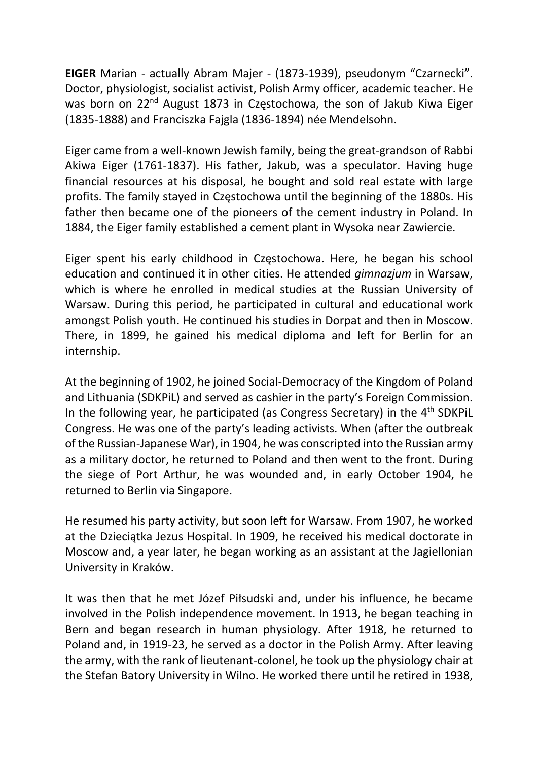**EIGER** Marian - actually Abram Majer - (1873-1939), pseudonym "Czarnecki". Doctor, physiologist, socialist activist, Polish Army officer, academic teacher. He was born on 22nd August 1873 in Częstochowa, the son of Jakub Kiwa Eiger (1835-1888) and Franciszka Fajgla (1836-1894) née Mendelsohn.

Eiger came from a well-known Jewish family, being the great-grandson of Rabbi Akiwa Eiger (1761-1837). His father, Jakub, was a speculator. Having huge financial resources at his disposal, he bought and sold real estate with large profits. The family stayed in Częstochowa until the beginning of the 1880s. His father then became one of the pioneers of the cement industry in Poland. In 1884, the Eiger family established a cement plant in Wysoka near Zawiercie.

Eiger spent his early childhood in Częstochowa. Here, he began his school education and continued it in other cities. He attended *gimnazjum* in Warsaw, which is where he enrolled in medical studies at the Russian University of Warsaw. During this period, he participated in cultural and educational work amongst Polish youth. He continued his studies in Dorpat and then in Moscow. There, in 1899, he gained his medical diploma and left for Berlin for an internship.

At the beginning of 1902, he joined Social-Democracy of the Kingdom of Poland and Lithuania (SDKPiL) and served as cashier in the party's Foreign Commission. In the following year, he participated (as Congress Secretary) in the 4th SDKPiL Congress. He was one of the party's leading activists. When (after the outbreak of the Russian-Japanese War), in 1904, he was conscripted into the Russian army as a military doctor, he returned to Poland and then went to the front. During the siege of Port Arthur, he was wounded and, in early October 1904, he returned to Berlin via Singapore.

He resumed his party activity, but soon left for Warsaw. From 1907, he worked at the Dzieciątka Jezus Hospital. In 1909, he received his medical doctorate in Moscow and, a year later, he began working as an assistant at the Jagiellonian University in Kraków.

It was then that he met Józef Piłsudski and, under his influence, he became involved in the Polish independence movement. In 1913, he began teaching in Bern and began research in human physiology. After 1918, he returned to Poland and, in 1919-23, he served as a doctor in the Polish Army. After leaving the army, with the rank of lieutenant-colonel, he took up the physiology chair at the Stefan Batory University in Wilno. He worked there until he retired in 1938,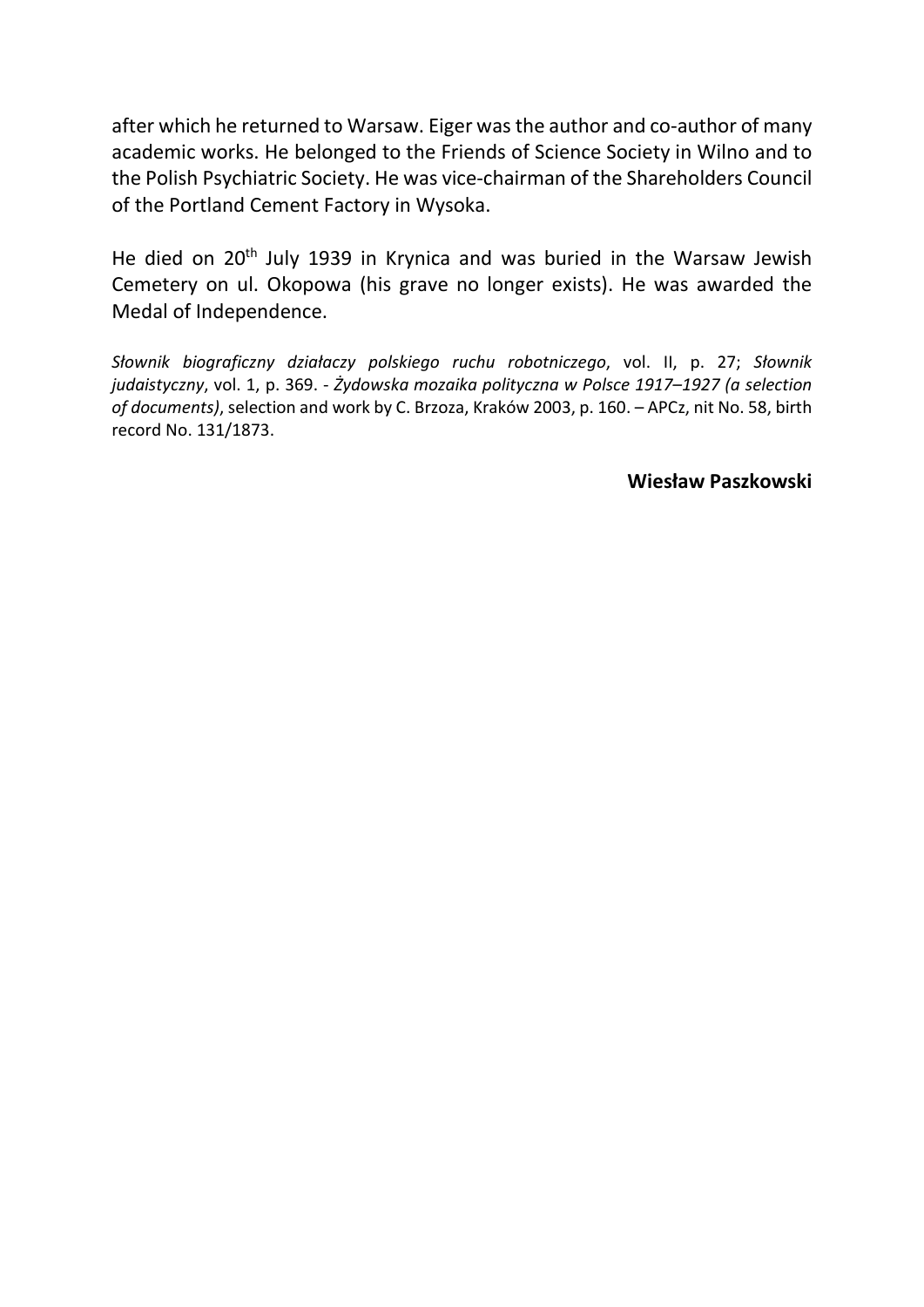after which he returned to Warsaw. Eiger was the author and co-author of many academic works. He belonged to the Friends of Science Society in Wilno and to the Polish Psychiatric Society. He was vice-chairman of the Shareholders Council of the Portland Cement Factory in Wysoka.

He died on 20th July 1939 in Krynica and was buried in the Warsaw Jewish Cemetery on ul. Okopowa (his grave no longer exists). He was awarded the Medal of Independence.

*Słownik biograficzny działaczy polskiego ruchu robotniczego*, vol. II, p. 27; *Słownik judaistyczny*, vol. 1, p. 369. - *Żydowska mozaika polityczna w Polsce 1917–1927 (a selection of documents)*, selection and work by C. Brzoza, Kraków 2003, p. 160. – APCz, nit No. 58, birth record No. 131/1873.

**Wiesław Paszkowski**